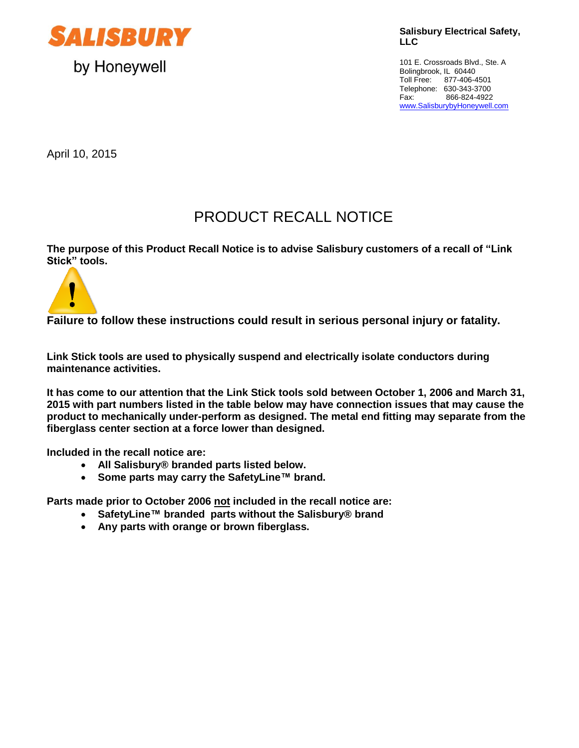**SALISBURY**

by Honeywell

**Salisbury Electrical Safety, LLC**

101 E. Crossroads Blvd., Ste. A
Bolingbrook, IL 60440
Toll Free: 877-406-4501
Telephone: 630-343-3700
Fax: 866-824-4922
www.SalisburybyHoneywell.com

April 10, 2015

# PRODUCT RECALL NOTICE

**The purpose of this Product Recall Notice is to advise Salisbury customers of a recall of "Link Stick" tools.**

**Failure to follow these instructions could result in serious personal injury or fatality.**

**Link Stick tools are used to physically suspend and electrically isolate conductors during maintenance activities.**

**It has come to our attention that the Link Stick tools sold between October 1, 2006 and March 31, 2015 with part numbers listed in the table below may have connection issues that may cause the product to mechanically under-perform as designed. The metal end fitting may separate from the fiberglass center section at a force lower than designed.**

**Included in the recall notice are:**

- **All Salisbury® branded parts listed below.**
- **Some parts may carry the SafetyLine™ brand.**

**Parts made prior to October 2006 <u>not</u> included in the recall notice are:**

- **SafetyLine™ branded parts without the Salisbury® brand**
- **Any parts with orange or brown fiberglass.**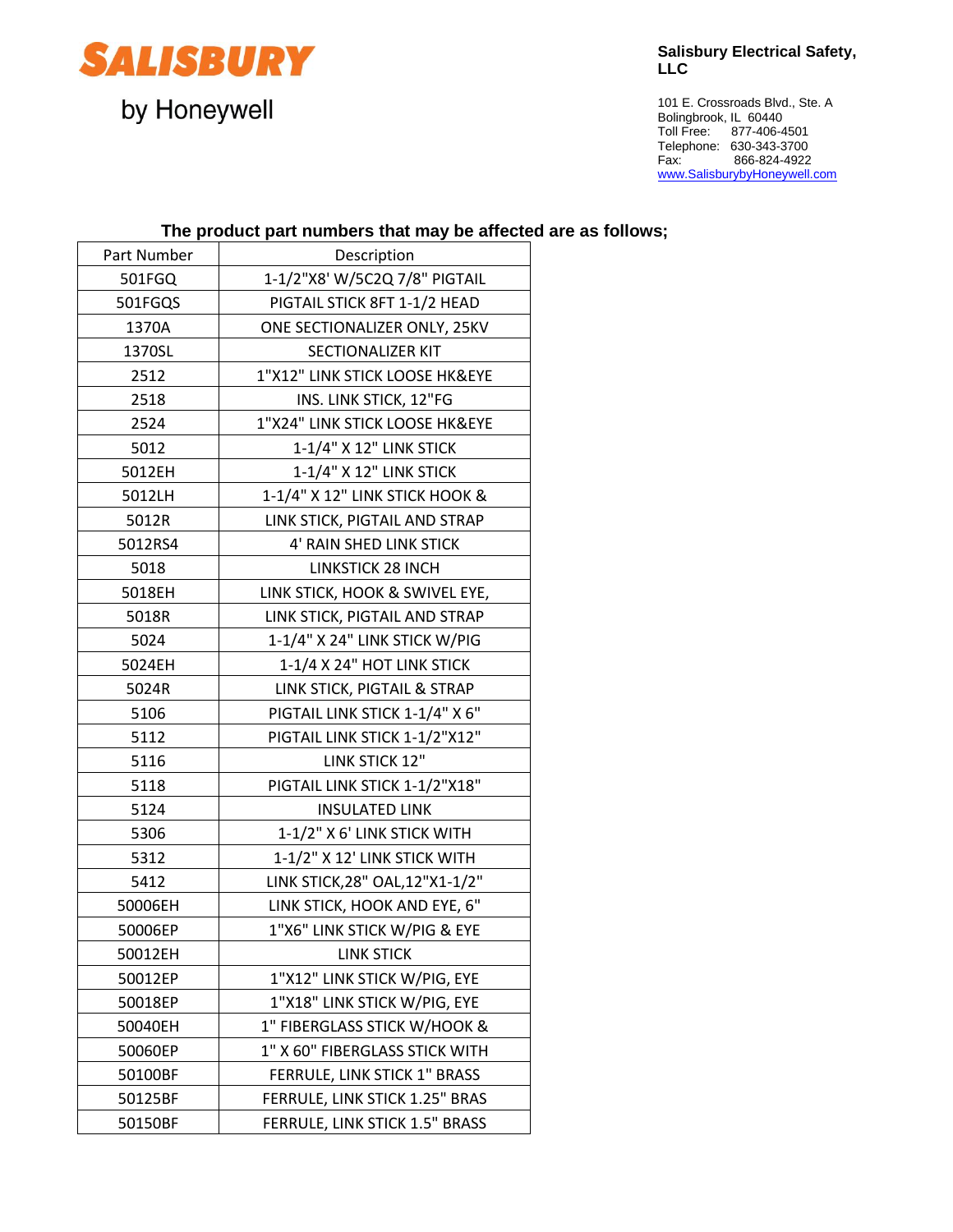**SALISBURY**

by Honeywell

**Salisbury Electrical Safety, LLC**

101 E. Crossroads Blvd., Ste. A
Bolingbrook, IL 60440
Toll Free: 877-406-4501
Telephone: 630-343-3700
Fax: 866-824-4922
www.SalisburybyHoneywell.com

**The product part numbers that may be affected are as follows;**

| Part Number | Description |
|---|---|
| 501FGQ | 1-1/2"X8' W/5C2Q 7/8" PIGTAIL |
| 501FGQS | PIGTAIL STICK 8FT 1-1/2 HEAD |
| 1370A | ONE SECTIONALIZER ONLY, 25KV |
| 1370SL | SECTIONALIZER KIT |
| 2512 | 1"X12" LINK STICK LOOSE HK&EYE |
| 2518 | INS. LINK STICK, 12"FG |
| 2524 | 1"X24" LINK STICK LOOSE HK&EYE |
| 5012 | 1-1/4" X 12" LINK STICK |
| 5012EH | 1-1/4" X 12" LINK STICK |
| 5012LH | 1-1/4" X 12" LINK STICK HOOK & |
| 5012R | LINK STICK, PIGTAIL AND STRAP |
| 5012RS4 | 4' RAIN SHED LINK STICK |
| 5018 | LINKSTICK 28 INCH |
| 5018EH | LINK STICK, HOOK & SWIVEL EYE, |
| 5018R | LINK STICK, PIGTAIL AND STRAP |
| 5024 | 1-1/4" X 24" LINK STICK W/PIG |
| 5024EH | 1-1/4 X 24" HOT LINK STICK |
| 5024R | LINK STICK, PIGTAIL & STRAP |
| 5106 | PIGTAIL LINK STICK 1-1/4" X 6" |
| 5112 | PIGTAIL LINK STICK 1-1/2"X12" |
| 5116 | LINK STICK 12" |
| 5118 | PIGTAIL LINK STICK 1-1/2"X18" |
| 5124 | INSULATED LINK |
| 5306 | 1-1/2" X 6' LINK STICK WITH |
| 5312 | 1-1/2" X 12' LINK STICK WITH |
| 5412 | LINK STICK,28" OAL,12"X1-1/2" |
| 50006EH | LINK STICK, HOOK AND EYE, 6" |
| 50006EP | 1"X6" LINK STICK W/PIG & EYE |
| 50012EH | LINK STICK |
| 50012EP | 1"X12" LINK STICK W/PIG, EYE |
| 50018EP | 1"X18" LINK STICK W/PIG, EYE |
| 50040EH | 1" FIBERGLASS STICK W/HOOK & |
| 50060EP | 1" X 60" FIBERGLASS STICK WITH |
| 50100BF | FERRULE, LINK STICK 1" BRASS |
| 50125BF | FERRULE, LINK STICK 1.25" BRAS |
| 50150BF | FERRULE, LINK STICK 1.5" BRASS |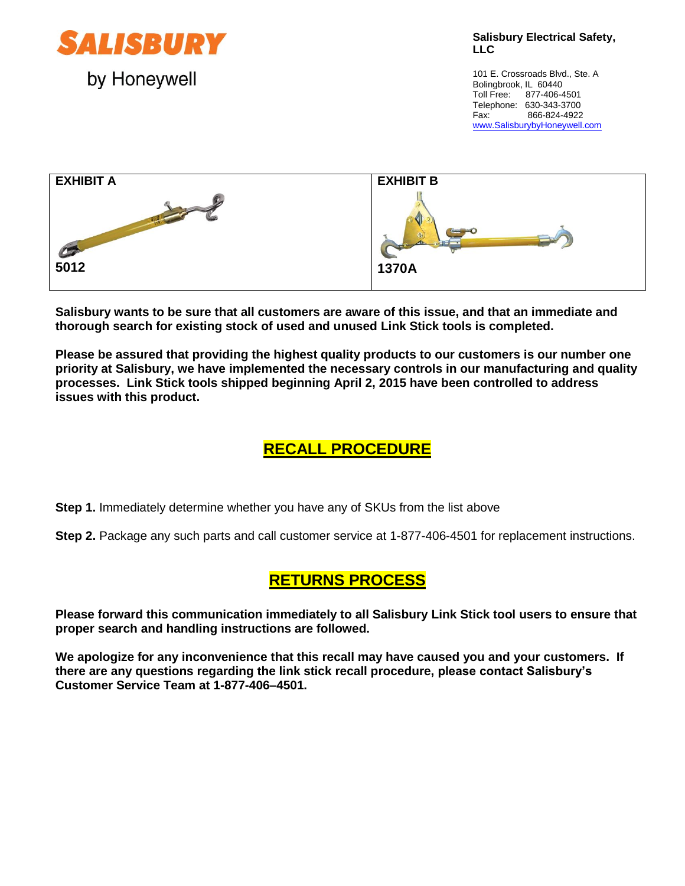**SALISBURY**

by Honeywell

**Salisbury Electrical Safety, LLC**

101 E. Crossroads Blvd., Ste. A
Bolingbrook, IL 60440
Toll Free: 877-406-4501
Telephone: 630-343-3700
Fax: 866-824-4922
www.SalisburybyHoneywell.com

| EXHIBIT A | EXHIBIT B |
| --- | --- |
| 5012 | 1370A |

**Salisbury wants to be sure that all customers are aware of this issue, and that an immediate and thorough search for existing stock of used and unused Link Stick tools is completed.**

**Please be assured that providing the highest quality products to our customers is our number one priority at Salisbury, we have implemented the necessary controls in our manufacturing and quality processes. Link Stick tools shipped beginning April 2, 2015 have been controlled to address issues with this product.**

## RECALL PROCEDURE

**Step 1.** Immediately determine whether you have any of SKUs from the list above

**Step 2.** Package any such parts and call customer service at 1-877-406-4501 for replacement instructions.

## RETURNS PROCESS

**Please forward this communication immediately to all Salisbury Link Stick tool users to ensure that proper search and handling instructions are followed.**

**We apologize for any inconvenience that this recall may have caused you and your customers. If there are any questions regarding the link stick recall procedure, please contact Salisbury's Customer Service Team at 1-877-406–4501.**